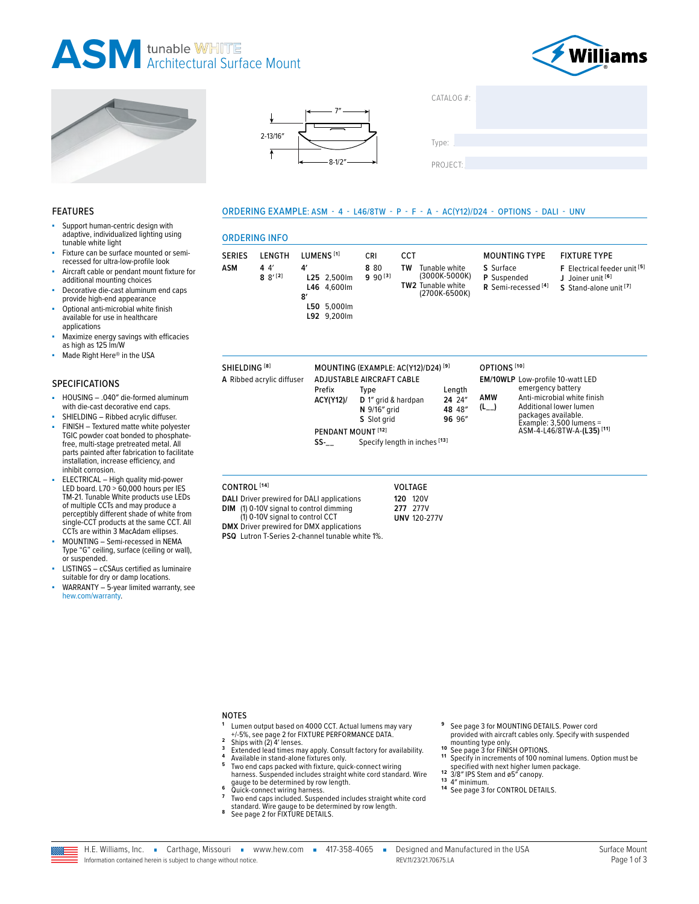# ASM tunable WHITE Architectural Surface Mount

7″

2-13/16″

8-1/2″

CATALOG #:

Type:

PROJECT:

## FEATURES

- Support human-centric design with adaptive, individualized lighting using tunable white light
- Fixture can be surface mounted or semi-recessed for ultra-low-profile look
- Aircraft cable or pendant mount fixture for additional mounting choices
- Decorative die-cast aluminum end caps provide high-end appearance
- Optional anti-microbial white finish available for use in healthcare applications
- Maximize energy savings with efficacies as high as 125 lm/W
- Made Right Here® in the USA

## SPECIFICATIONS

- HOUSING – .040″ die-formed aluminum with die-cast decorative end caps.
- SHIELDING – Ribbed acrylic diffuser.
- FINISH – Textured matte white polyester TGIC powder coat bonded to phosphate-free, multi-stage pretreated metal. All parts painted after fabrication to facilitate installation, increase efficiency, and inhibit corrosion.
- ELECTRICAL – High quality mid-power LED board. L70 > 60,000 hours per IES TM-21. Tunable White products use LEDs of multiple CCTs and may produce a perceptibly different shade of white from single-CCT products at the same CCT. All CCTs are within 3 MacAdam ellipses.
- MOUNTING – Semi-recessed in NEMA Type "G" ceiling, surface (ceiling or wall), or suspended.
- LISTINGS – cCSAus certified as luminaire suitable for dry or damp locations.
- WARRANTY – 5-year limited warranty, see hew.com/warranty.

## ORDERING EXAMPLE: ASM - 4 - L46/8TW - P - F - A - AC(Y12)/D24 - OPTIONS - DALI - UNV

## ORDERING INFO

| SERIES | LENGTH | LUMENS [1] | CRI | CCT | MOUNTING TYPE | FIXTURE TYPE |
|---|---|---|---|---|---|---|
| **ASM** | **4** 4′ | **4′** | **8** 80 | **TW** Tunable white (3000K-5000K) | **S** Surface | **F** Electrical feeder unit [5] |
| | **8** 8′ [2] | **L25** 2,500lm | **9** 90 [3] | **TW2** Tunable white (2700K-6500K) | **P** Suspended | **J** Joiner unit [6] |
| | | **L46** 4,600lm | | | **R** Semi-recessed [4] | **S** Stand-alone unit [7] |
| | | **8′** | | | | |
| | | **L50** 5,000lm | | | | |
| | | **L92** 9,200lm | | | | |

**SHIELDING [8]**

**A** Ribbed acrylic diffuser

**MOUNTING (EXAMPLE: AC(Y12)/D24) [9]**

ADJUSTABLE AIRCRAFT CABLE

| Prefix | Type | Length |
|---|---|---|
| **ACY(Y12)/** | **D** 1″ grid & hardpan | **24** 24″ |
| | **N** 9/16″ grid | **48** 48″ |
| | **S** Slot grid | **96** 96″ |

PENDANT MOUNT [12]

**SS-__** Specify length in inches [13]

**OPTIONS [10]**

| | |
|---|---|
| **EM/10WLP** | Low-profile 10-watt LED emergency battery |
| **AMW** | Anti-microbial white finish |
| **(L__)** | Additional lower lumen packages available. Example: 3,500 lumens = ASM-4-L46/8TW-A-**(L35)** [11] |

**CONTROL [14]**

- **DALI** Driver prewired for DALI applications
- **DIM** (1) 0-10V signal to control dimming (1) 0-10V signal to control CCT
- **DMX** Driver prewired for DMX applications
- **PSQ** Lutron T-Series 2-channel tunable white 1%.

**VOLTAGE**

- **120** 120V
- **277** 277V
- **UNV** 120-277V

## NOTES

1. Lumen output based on 4000 CCT. Actual lumens may vary +/-5%, see page 2 for FIXTURE PERFORMANCE DATA.
2. Ships with (2) 4′ lenses.
3. Extended lead times may apply. Consult factory for availability.
4. Available in stand-alone fixtures only.
5. Two end caps packed with fixture, quick-connect wiring harness. Suspended includes straight white cord standard. Wire gauge to be determined by row length.
6. Quick-connect wiring harness.
7. Two end caps included. Suspended includes straight white cord standard. Wire gauge to be determined by row length.
8. See page 2 for FIXTURE DETAILS.
9. See page 3 for MOUNTING DETAILS. Power cord provided with aircraft cables only. Specify with suspended mounting type only.
10. See page 3 for FINISH OPTIONS.
11. Specify in increments of 100 nominal lumens. Option must be specified with next higher lumen package.
12. 3/8″ IPS Stem and ø5″ canopy.
13. 4″ minimum.
14. See page 3 for CONTROL DETAILS.

H.E. Williams, Inc. ▪ Carthage, Missouri ▪ www.hew.com ▪ 417-358-4065 ▪ Designed and Manufactured in the USA

Information contained herein is subject to change without notice. REV.11/23/21.70675.LA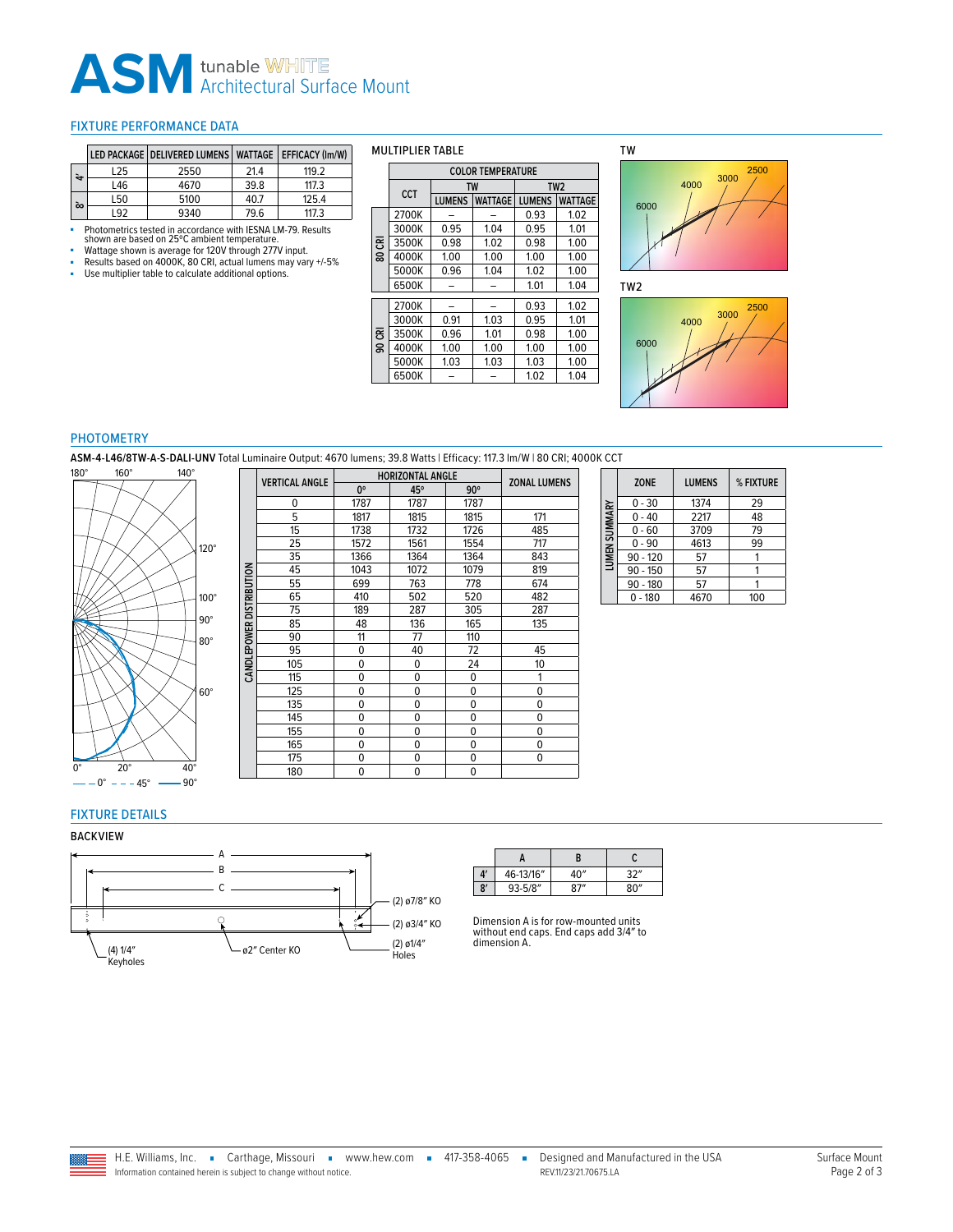# ASM tunable WHITE Architectural Surface Mount

## FIXTURE PERFORMANCE DATA

| | LED PACKAGE | DELIVERED LUMENS | WATTAGE | EFFICACY (lm/W) |
|---|---|---|---|---|
| 4' | L25 | 2550 | 21.4 | 119.2 |
| | L46 | 4670 | 39.8 | 117.3 |
| 8' | L50 | 5100 | 40.7 | 125.4 |
| | L92 | 9340 | 79.6 | 117.3 |

- Photometrics tested in accordance with IESNA LM-79. Results shown are based on 25°C ambient temperature.
- Wattage shown is average for 120V through 277V input.
- Results based on 4000K, 80 CRI, actual lumens may vary +/-5%
- Use multiplier table to calculate additional options.

### MULTIPLIER TABLE

| | CCT | TW LUMENS | TW WATTAGE | TW2 LUMENS | TW2 WATTAGE |
|---|---|---|---|---|---|
| 80 CRI | 2700K | – | – | 0.93 | 1.02 |
| | 3000K | 0.95 | 1.04 | 0.95 | 1.01 |
| | 3500K | 0.98 | 1.02 | 0.98 | 1.00 |
| | 4000K | 1.00 | 1.00 | 1.00 | 1.00 |
| | 5000K | 0.96 | 1.04 | 1.02 | 1.00 |
| | 6500K | – | – | 1.01 | 1.04 |
| 90 CRI | 2700K | – | – | 0.93 | 1.02 |
| | 3000K | 0.91 | 1.03 | 0.95 | 1.01 |
| | 3500K | 0.96 | 1.01 | 0.98 | 1.00 |
| | 4000K | 1.00 | 1.00 | 1.00 | 1.00 |
| | 5000K | 1.03 | 1.03 | 1.03 | 1.00 |
| | 6500K | – | – | 1.02 | 1.04 |

TW

TW2

## PHOTOMETRY

**ASM-4-L46/8TW-A-S-DALI-UNV** Total Luminaire Output: 4670 lumens; 39.8 Watts | Efficacy: 117.3 lm/W | 80 CRI; 4000K CCT

0° 45° 90°

**CANDLEPOWER DISTRIBUTION**

| VERTICAL ANGLE | HORIZONTAL ANGLE 0° | 45° | 90° | ZONAL LUMENS |
|---|---|---|---|---|
| 0 | 1787 | 1787 | 1787 | |
| 5 | 1817 | 1815 | 1815 | 171 |
| 15 | 1738 | 1732 | 1726 | 485 |
| 25 | 1572 | 1561 | 1554 | 717 |
| 35 | 1366 | 1364 | 1364 | 843 |
| 45 | 1043 | 1072 | 1079 | 819 |
| 55 | 699 | 763 | 778 | 674 |
| 65 | 410 | 502 | 520 | 482 |
| 75 | 189 | 287 | 305 | 287 |
| 85 | 48 | 136 | 165 | 135 |
| 90 | 11 | 77 | 110 | |
| 95 | 0 | 40 | 72 | 45 |
| 105 | 0 | 0 | 24 | 10 |
| 115 | 0 | 0 | 0 | 1 |
| 125 | 0 | 0 | 0 | 0 |
| 135 | 0 | 0 | 0 | 0 |
| 145 | 0 | 0 | 0 | 0 |
| 155 | 0 | 0 | 0 | 0 |
| 165 | 0 | 0 | 0 | 0 |
| 175 | 0 | 0 | 0 | 0 |
| 180 | 0 | 0 | 0 | |

**LUMEN SUMMARY**

| ZONE | LUMENS | % FIXTURE |
|---|---|---|
| 0 - 30 | 1374 | 29 |
| 0 - 40 | 2217 | 48 |
| 0 - 60 | 3709 | 79 |
| 0 - 90 | 4613 | 99 |
| 90 - 120 | 57 | 1 |
| 90 - 150 | 57 | 1 |
| 90 - 180 | 57 | 1 |
| 0 - 180 | 4670 | 100 |

## FIXTURE DETAILS

### BACKVIEW

(2) ø7/8" KO · (2) ø3/4" KO · (2) ø1/4" Holes · (4) 1/4" Keyholes · ø2" Center KO

| | A | B | C |
|---|---|---|---|
| 4' | 46-13/16" | 40" | 32" |
| 8' | 93-5/8" | 87" | 80" |

Dimension A is for row-mounted units without end caps. End caps add 3/4" to dimension A.

H.E. Williams, Inc. ▪ Carthage, Missouri ▪ www.hew.com ▪ 417-358-4065 ▪ Designed and Manufactured in the USA
Information contained herein is subject to change without notice. REV.11/23/21.70675.LA
Surface Mount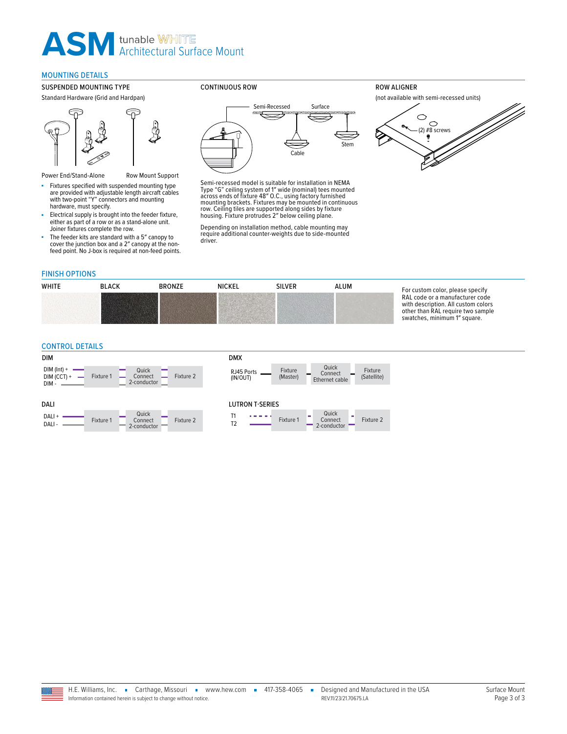# ASM tunable WHITE Architectural Surface Mount

## MOUNTING DETAILS

### SUSPENDED MOUNTING TYPE

Standard Hardware (Grid and Hardpan)

Power End/Stand-Alone

Row Mount Support

- Fixtures specified with suspended mounting type are provided with adjustable length aircraft cables with two-point "Y" connectors and mounting hardware, must specify.
- Electrical supply is brought into the feeder fixture, either as part of a row or as a stand-alone unit. Joiner fixtures complete the row.
- The feeder kits are standard with a 5" canopy to cover the junction box and a 2" canopy at the non-feed point. No J-box is required at non-feed points.

### CONTINUOUS ROW

Semi-Recessed

Surface

Cable

Stem

Semi-recessed model is suitable for installation in NEMA Type "G" ceiling system of 1" wide (nominal) tees mounted across ends of fixture 48" O.C., using factory furnished mounting brackets. Fixtures may be mounted in continuous row. Ceiling tiles are supported along sides by fixture housing. Fixture protrudes 2" below ceiling plane.

Depending on installation method, cable mounting may require additional counter-weights due to side-mounted driver.

### ROW ALIGNER

(not available with semi-recessed units)

(2) #8 screws

## FINISH OPTIONS

WHITE

BLACK

BRONZE

NICKEL

SILVER

ALUM

For custom color, please specify RAL code or a manufacturer code with description. All custom colors other than RAL require two sample swatches, minimum 1" square.

## CONTROL DETAILS

### DIM

DIM (Int) +

DIM (CCT) +

DIM -

Fixture 1

Quick Connect 2-conductor

Fixture 2

### DMX

RJ45 Ports (IN/OUT)

Fixture (Master)

Quick Connect Ethernet cable

Fixture (Satellite)

### DALI

DALI +

DALI -

Fixture 1

Quick Connect 2-conductor

Fixture 2

### LUTRON T-SERIES

T1

T2

Fixture 1

Quick Connect 2-conductor

Fixture 2

H.E. Williams, Inc. ▪ Carthage, Missouri ▪ www.hew.com ▪ 417-358-4065 ▪ Designed and Manufactured in the USA

Information contained herein is subject to change without notice.

REV.11/23/21.70675.LA

Surface Mount